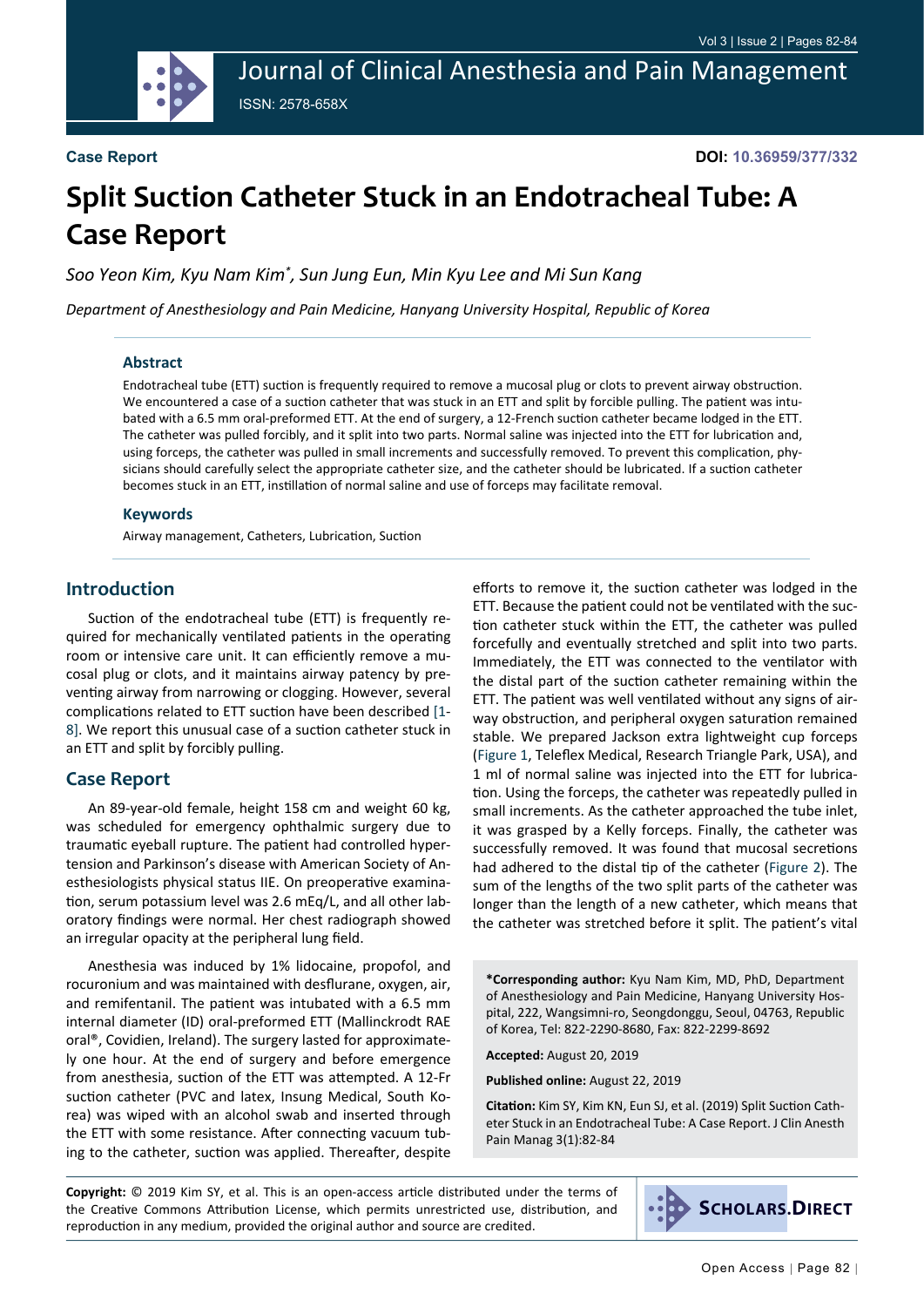**Case Report**

**DOI: 10.36959/377/332**

# Split Suction Catheter Stuck in an Endotracheal Tube: A Case Report

*Soo Yeon Kim, Kyu Nam Kim\*, Sun Jung Eun, Min Kyu Lee and Mi Sun Kang*

*Department of Anesthesiology and Pain Medicine, Hanyang University Hospital, Republic of Korea*

### Abstract

Endotracheal tube (ETT) suction is frequently required to remove a mucosal plug or clots to prevent airway obstruction. We encountered a case of a suction catheter that was stuck in an ETT and split by forcible pulling. The patient was intubated with a 6.5 mm oral-preformed ETT. At the end of surgery, a 12-French suction catheter became lodged in the ETT. The catheter was pulled forcibly, and it split into two parts. Normal saline was injected into the ETT for lubrication and, using forceps, the catheter was pulled in small increments and successfully removed. To prevent this complication, physicians should carefully select the appropriate catheter size, and the catheter should be lubricated. If a suction catheter becomes stuck in an ETT, instillation of normal saline and use of forceps may facilitate removal.

### Keywords

Airway management, Catheters, Lubrication, Suction

## Introduction

Suction of the endotracheal tube (ETT) is frequently required for mechanically ventilated patients in the operating room or intensive care unit. It can efficiently remove a mucosal plug or clots, and it maintains airway patency by preventing airway from narrowing or clogging. However, several complications related to ETT suction have been described [1-8]. We report this unusual case of a suction catheter stuck in an ETT and split by forcibly pulling.

## Case Report

An 89-year-old female, height 158 cm and weight 60 kg, was scheduled for emergency ophthalmic surgery due to traumatic eyeball rupture. The patient had controlled hypertension and Parkinson's disease with American Society of Anesthesiologists physical status IIE. On preoperative examination, serum potassium level was 2.6 mEq/L, and all other laboratory findings were normal. Her chest radiograph showed an irregular opacity at the peripheral lung field.

Anesthesia was induced by 1% lidocaine, propofol, and rocuronium and was maintained with desflurane, oxygen, air, and remifentanil. The patient was intubated with a 6.5 mm internal diameter (ID) oral-preformed ETT (Mallinckrodt RAE oral®, Covidien, Ireland). The surgery lasted for approximately one hour. At the end of surgery and before emergence from anesthesia, suction of the ETT was attempted. A 12-Fr suction catheter (PVC and latex, Insung Medical, South Korea) was wiped with an alcohol swab and inserted through the ETT with some resistance. After connecting vacuum tubing to the catheter, suction was applied. Thereafter, despite efforts to remove it, the suction catheter was lodged in the ETT. Because the patient could not be ventilated with the suction catheter stuck within the ETT, the catheter was pulled forcefully and eventually stretched and split into two parts. Immediately, the ETT was connected to the ventilator with the distal part of the suction catheter remaining within the ETT. The patient was well ventilated without any signs of airway obstruction, and peripheral oxygen saturation remained stable. We prepared Jackson extra lightweight cup forceps (Figure 1, Teleflex Medical, Research Triangle Park, USA), and 1 ml of normal saline was injected into the ETT for lubrication. Using the forceps, the catheter was repeatedly pulled in small increments. As the catheter approached the tube inlet, it was grasped by a Kelly forceps. Finally, the catheter was successfully removed. It was found that mucosal secretions had adhered to the distal tip of the catheter (Figure 2). The sum of the lengths of the two split parts of the catheter was longer than the length of a new catheter, which means that the catheter was stretched before it split. The patient's vital

**\*Corresponding author:** Kyu Nam Kim, MD, PhD, Department of Anesthesiology and Pain Medicine, Hanyang University Hospital, 222, Wangsimni-ro, Seongdonggu, Seoul, 04763, Republic of Korea, Tel: 822-2290-8680, Fax: 822-2299-8692

**Accepted:** August 20, 2019

**Published online:** August 22, 2019

**Citation:** Kim SY, Kim KN, Eun SJ, et al. (2019) Split Suction Catheter Stuck in an Endotracheal Tube: A Case Report. J Clin Anesth Pain Manag 3(1):82-84

**Copyright:** © 2019 Kim SY, et al. This is an open-access article distributed under the terms of the Creative Commons Attribution License, which permits unrestricted use, distribution, and reproduction in any medium, provided the original author and source are credited.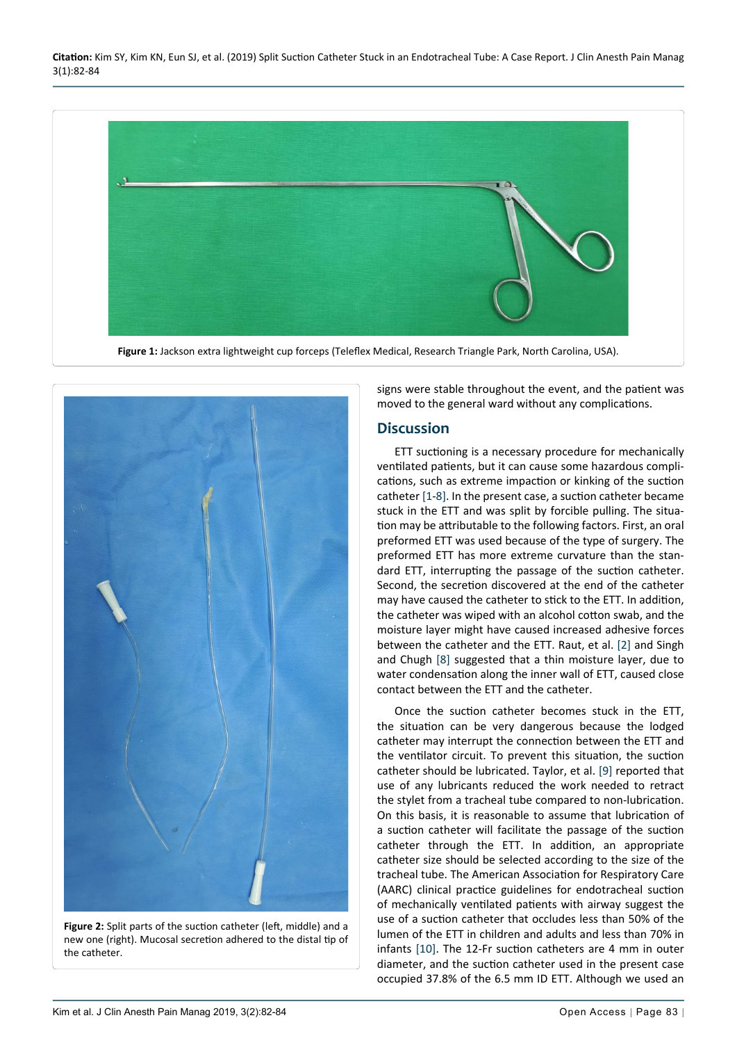**Figure 1:** Jackson extra lightweight cup forceps (Teleflex Medical, Research Triangle Park, North Carolina, USA).

**Figure 2:** Split parts of the suction catheter (left, middle) and a new one (right). Mucosal secretion adhered to the distal tip of the catheter.

signs were stable throughout the event, and the patient was moved to the general ward without any complications.

## Discussion

ETT suctioning is a necessary procedure for mechanically ventilated patients, but it can cause some hazardous complications, such as extreme impaction or kinking of the suction catheter [1-8]. In the present case, a suction catheter became stuck in the ETT and was split by forcible pulling. The situation may be attributable to the following factors. First, an oral preformed ETT was used because of the type of surgery. The preformed ETT has more extreme curvature than the standard ETT, interrupting the passage of the suction catheter. Second, the secretion discovered at the end of the catheter may have caused the catheter to stick to the ETT. In addition, the catheter was wiped with an alcohol cotton swab, and the moisture layer might have caused increased adhesive forces between the catheter and the ETT. Raut, et al. [2] and Singh and Chugh [8] suggested that a thin moisture layer, due to water condensation along the inner wall of ETT, caused close contact between the ETT and the catheter.

Once the suction catheter becomes stuck in the ETT, the situation can be very dangerous because the lodged catheter may interrupt the connection between the ETT and the ventilator circuit. To prevent this situation, the suction catheter should be lubricated. Taylor, et al. [9] reported that use of any lubricants reduced the work needed to retract the stylet from a tracheal tube compared to non-lubrication. On this basis, it is reasonable to assume that lubrication of a suction catheter will facilitate the passage of the suction catheter through the ETT. In addition, an appropriate catheter size should be selected according to the size of the tracheal tube. The American Association for Respiratory Care (AARC) clinical practice guidelines for endotracheal suction of mechanically ventilated patients with airway suggest the use of a suction catheter that occludes less than 50% of the lumen of the ETT in children and adults and less than 70% in infants [10]. The 12-Fr suction catheters are 4 mm in outer diameter, and the suction catheter used in the present case occupied 37.8% of the 6.5 mm ID ETT. Although we used an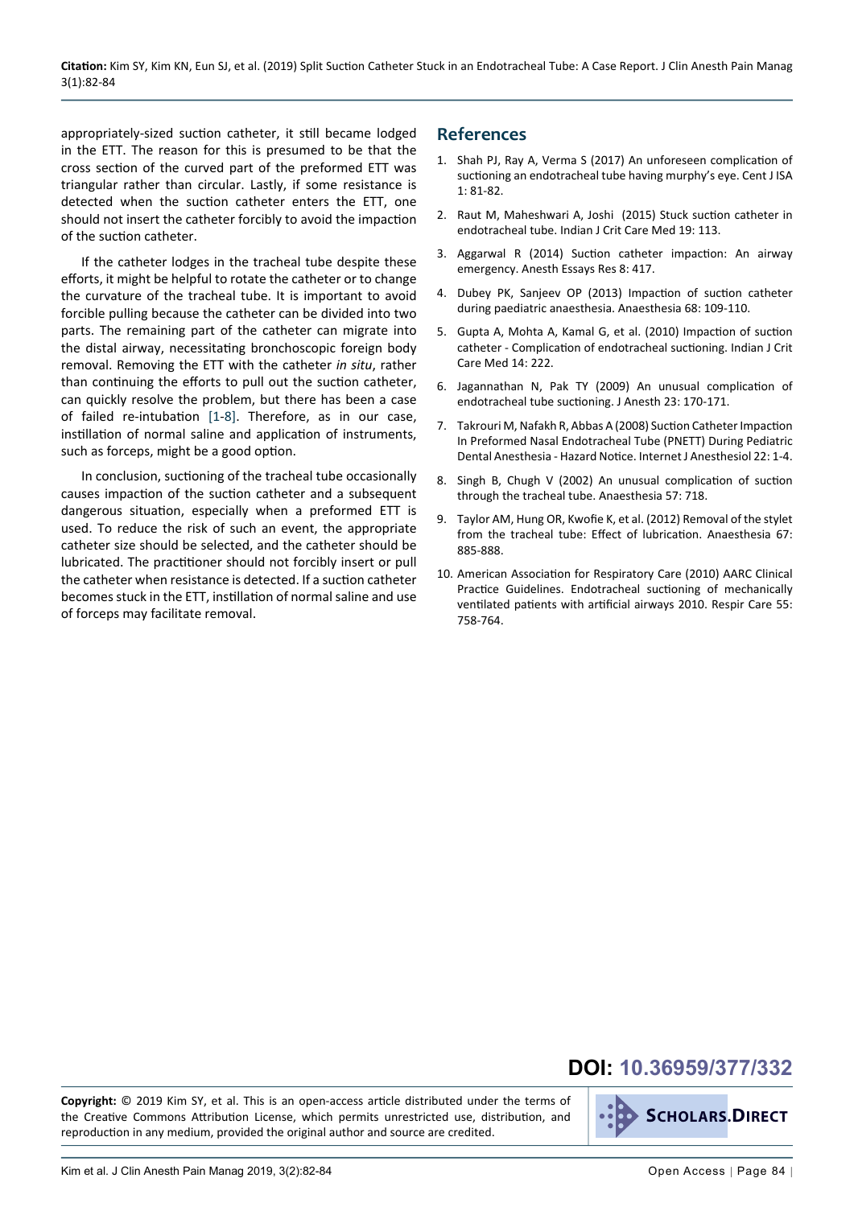appropriately-sized suction catheter, it still became lodged in the ETT. The reason for this is presumed to be that the cross section of the curved part of the preformed ETT was triangular rather than circular. Lastly, if some resistance is detected when the suction catheter enters the ETT, one should not insert the catheter forcibly to avoid the impaction of the suction catheter.

If the catheter lodges in the tracheal tube despite these efforts, it might be helpful to rotate the catheter or to change the curvature of the tracheal tube. It is important to avoid forcible pulling because the catheter can be divided into two parts. The remaining part of the catheter can migrate into the distal airway, necessitating bronchoscopic foreign body removal. Removing the ETT with the catheter *in situ*, rather than continuing the efforts to pull out the suction catheter, can quickly resolve the problem, but there has been a case of failed re-intubation [1-8]. Therefore, as in our case, instillation of normal saline and application of instruments, such as forceps, might be a good option.

In conclusion, suctioning of the tracheal tube occasionally causes impaction of the suction catheter and a subsequent dangerous situation, especially when a preformed ETT is used. To reduce the risk of such an event, the appropriate catheter size should be selected, and the catheter should be lubricated. The practitioner should not forcibly insert or pull the catheter when resistance is detected. If a suction catheter becomes stuck in the ETT, instillation of normal saline and use of forceps may facilitate removal.

## References

1. Shah PJ, Ray A, Verma S (2017) An unforeseen complication of suctioning an endotracheal tube having murphy's eye. Cent J ISA 1: 81-82.
2. Raut M, Maheshwari A, Joshi (2015) Stuck suction catheter in endotracheal tube. Indian J Crit Care Med 19: 113.
3. Aggarwal R (2014) Suction catheter impaction: An airway emergency. Anesth Essays Res 8: 417.
4. Dubey PK, Sanjeev OP (2013) Impaction of suction catheter during paediatric anaesthesia. Anaesthesia 68: 109-110.
5. Gupta A, Mohta A, Kamal G, et al. (2010) Impaction of suction catheter - Complication of endotracheal suctioning. Indian J Crit Care Med 14: 222.
6. Jagannathan N, Pak TY (2009) An unusual complication of endotracheal tube suctioning. J Anesth 23: 170-171.
7. Takrouri M, Nafakh R, Abbas A (2008) Suction Catheter Impaction In Preformed Nasal Endotracheal Tube (PNETT) During Pediatric Dental Anesthesia - Hazard Notice. Internet J Anesthesiol 22: 1-4.
8. Singh B, Chugh V (2002) An unusual complication of suction through the tracheal tube. Anaesthesia 57: 718.
9. Taylor AM, Hung OR, Kwofie K, et al. (2012) Removal of the stylet from the tracheal tube: Effect of lubrication. Anaesthesia 67: 885-888.
10. American Association for Respiratory Care (2010) AARC Clinical Practice Guidelines. Endotracheal suctioning of mechanically ventilated patients with artificial airways 2010. Respir Care 55: 758-764.

**DOI: 10.36959/377/332**

**Copyright:** © 2019 Kim SY, et al. This is an open-access article distributed under the terms of the Creative Commons Attribution License, which permits unrestricted use, distribution, and reproduction in any medium, provided the original author and source are credited.